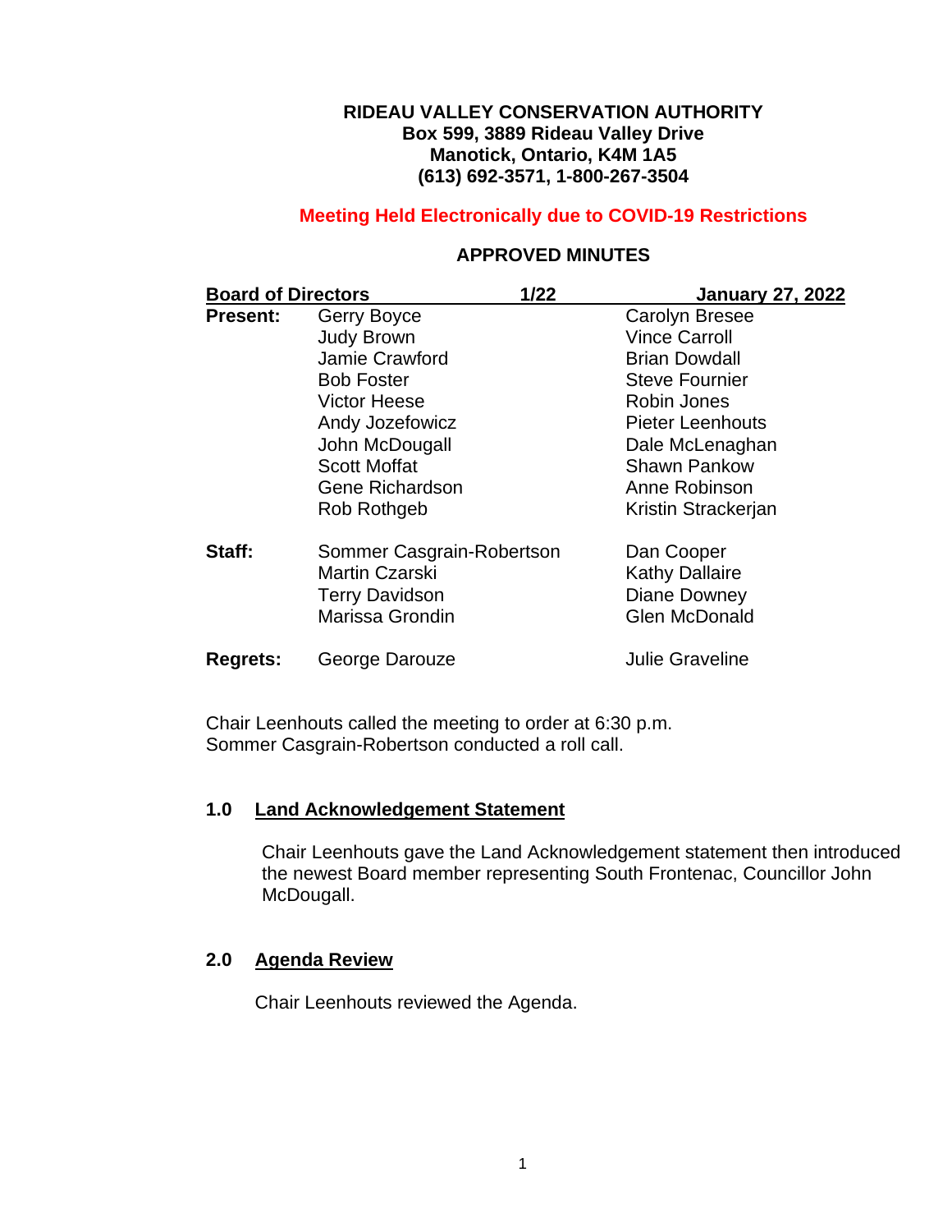**RIDEAU VALLEY CONSERVATION AUTHORITY**
**Box 599, 3889 Rideau Valley Drive**
**Manotick, Ontario, K4M 1A5**
**(613) 692-3571, 1-800-267-3504**

**Meeting Held Electronically due to COVID-19 Restrictions**

**APPROVED MINUTES**

| **Board of Directors** | **1/22** | **January 27, 2022** |
|---|---|---|
| **Present:** | Gerry Boyce | Carolyn Bresee |
| | Judy Brown | Vince Carroll |
| | Jamie Crawford | Brian Dowdall |
| | Bob Foster | Steve Fournier |
| | Victor Heese | Robin Jones |
| | Andy Jozefowicz | Pieter Leenhouts |
| | John McDougall | Dale McLenaghan |
| | Scott Moffat | Shawn Pankow |
| | Gene Richardson | Anne Robinson |
| | Rob Rothgeb | Kristin Strackerjan |
| **Staff:** | Sommer Casgrain-Robertson | Dan Cooper |
| | Martin Czarski | Kathy Dallaire |
| | Terry Davidson | Diane Downey |
| | Marissa Grondin | Glen McDonald |
| **Regrets:** | George Darouze | Julie Graveline |

Chair Leenhouts called the meeting to order at 6:30 p.m.
Sommer Casgrain-Robertson conducted a roll call.

## 1.0 Land Acknowledgement Statement

Chair Leenhouts gave the Land Acknowledgement statement then introduced the newest Board member representing South Frontenac, Councillor John McDougall.

## 2.0 Agenda Review

Chair Leenhouts reviewed the Agenda.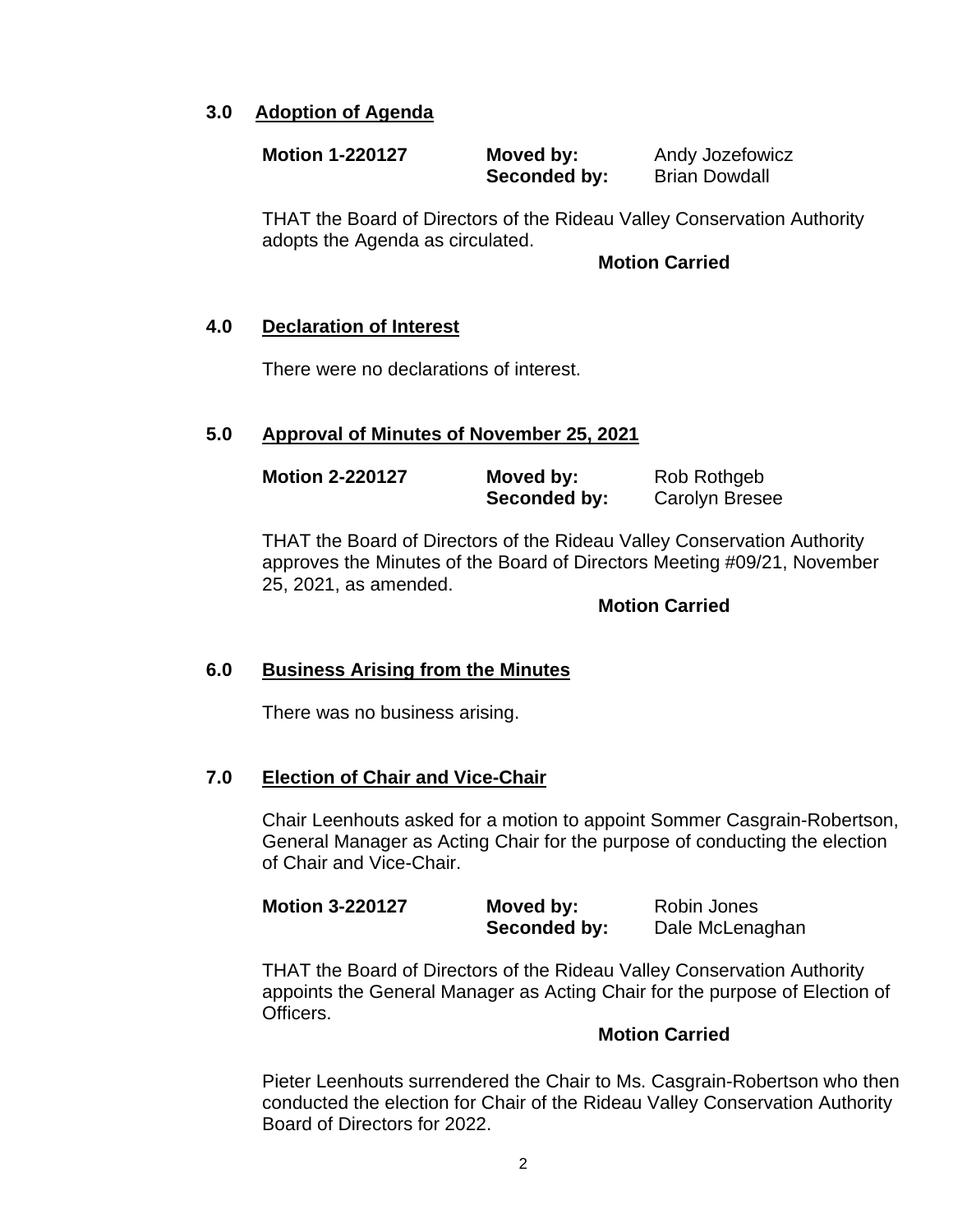## 3.0 Adoption of Agenda

| **Motion 1-220127** | **Moved by:** | Andy Jozefowicz |
|---|---|---|
| | **Seconded by:** | Brian Dowdall |

THAT the Board of Directors of the Rideau Valley Conservation Authority adopts the Agenda as circulated.

**Motion Carried**

## 4.0 Declaration of Interest

There were no declarations of interest.

## 5.0 Approval of Minutes of November 25, 2021

| **Motion 2-220127** | **Moved by:** | Rob Rothgeb |
|---|---|---|
| | **Seconded by:** | Carolyn Bresee |

THAT the Board of Directors of the Rideau Valley Conservation Authority approves the Minutes of the Board of Directors Meeting #09/21, November 25, 2021, as amended.

**Motion Carried**

## 6.0 Business Arising from the Minutes

There was no business arising.

## 7.0 Election of Chair and Vice-Chair

Chair Leenhouts asked for a motion to appoint Sommer Casgrain-Robertson, General Manager as Acting Chair for the purpose of conducting the election of Chair and Vice-Chair.

| **Motion 3-220127** | **Moved by:** | Robin Jones |
|---|---|---|
| | **Seconded by:** | Dale McLenaghan |

THAT the Board of Directors of the Rideau Valley Conservation Authority appoints the General Manager as Acting Chair for the purpose of Election of Officers.

**Motion Carried**

Pieter Leenhouts surrendered the Chair to Ms. Casgrain-Robertson who then conducted the election for Chair of the Rideau Valley Conservation Authority Board of Directors for 2022.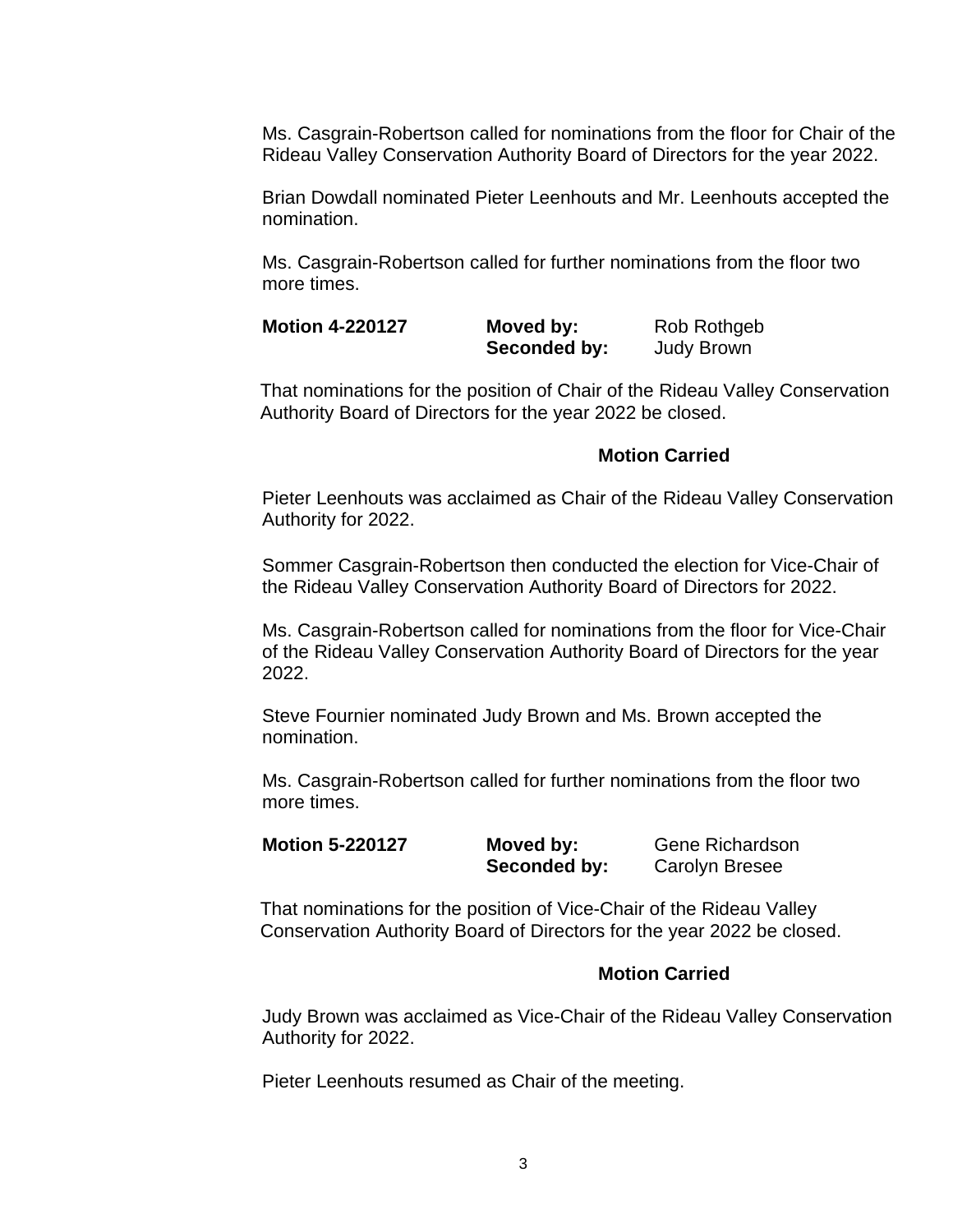Ms. Casgrain-Robertson called for nominations from the floor for Chair of the Rideau Valley Conservation Authority Board of Directors for the year 2022.

Brian Dowdall nominated Pieter Leenhouts and Mr. Leenhouts accepted the nomination.

Ms. Casgrain-Robertson called for further nominations from the floor two more times.

| **Motion 4-220127** | **Moved by:** | Rob Rothgeb |
|---|---|---|
| | **Seconded by:** | Judy Brown |

That nominations for the position of Chair of the Rideau Valley Conservation Authority Board of Directors for the year 2022 be closed.

**Motion Carried**

Pieter Leenhouts was acclaimed as Chair of the Rideau Valley Conservation Authority for 2022.

Sommer Casgrain-Robertson then conducted the election for Vice-Chair of the Rideau Valley Conservation Authority Board of Directors for 2022.

Ms. Casgrain-Robertson called for nominations from the floor for Vice-Chair of the Rideau Valley Conservation Authority Board of Directors for the year 2022.

Steve Fournier nominated Judy Brown and Ms. Brown accepted the nomination.

Ms. Casgrain-Robertson called for further nominations from the floor two more times.

| **Motion 5-220127** | **Moved by:** | Gene Richardson |
|---|---|---|
| | **Seconded by:** | Carolyn Bresee |

That nominations for the position of Vice-Chair of the Rideau Valley Conservation Authority Board of Directors for the year 2022 be closed.

**Motion Carried**

Judy Brown was acclaimed as Vice-Chair of the Rideau Valley Conservation Authority for 2022.

Pieter Leenhouts resumed as Chair of the meeting.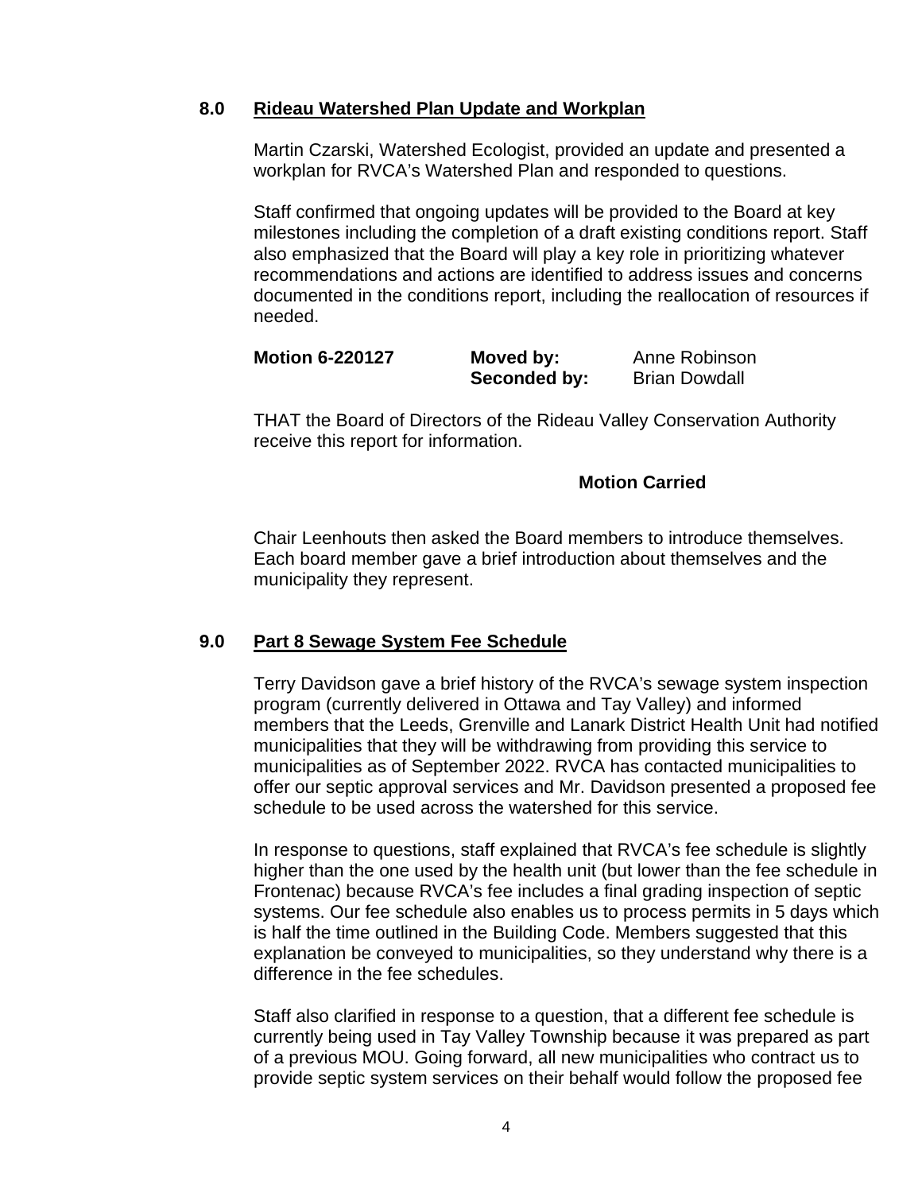## 8.0 Rideau Watershed Plan Update and Workplan

Martin Czarski, Watershed Ecologist, provided an update and presented a workplan for RVCA's Watershed Plan and responded to questions.

Staff confirmed that ongoing updates will be provided to the Board at key milestones including the completion of a draft existing conditions report. Staff also emphasized that the Board will play a key role in prioritizing whatever recommendations and actions are identified to address issues and concerns documented in the conditions report, including the reallocation of resources if needed.

| **Motion 6-220127** | **Moved by:** | Anne Robinson |
|---|---|---|
| | **Seconded by:** | Brian Dowdall |

THAT the Board of Directors of the Rideau Valley Conservation Authority receive this report for information.

**Motion Carried**

Chair Leenhouts then asked the Board members to introduce themselves. Each board member gave a brief introduction about themselves and the municipality they represent.

## 9.0 Part 8 Sewage System Fee Schedule

Terry Davidson gave a brief history of the RVCA's sewage system inspection program (currently delivered in Ottawa and Tay Valley) and informed members that the Leeds, Grenville and Lanark District Health Unit had notified municipalities that they will be withdrawing from providing this service to municipalities as of September 2022. RVCA has contacted municipalities to offer our septic approval services and Mr. Davidson presented a proposed fee schedule to be used across the watershed for this service.

In response to questions, staff explained that RVCA's fee schedule is slightly higher than the one used by the health unit (but lower than the fee schedule in Frontenac) because RVCA's fee includes a final grading inspection of septic systems. Our fee schedule also enables us to process permits in 5 days which is half the time outlined in the Building Code. Members suggested that this explanation be conveyed to municipalities, so they understand why there is a difference in the fee schedules.

Staff also clarified in response to a question, that a different fee schedule is currently being used in Tay Valley Township because it was prepared as part of a previous MOU. Going forward, all new municipalities who contract us to provide septic system services on their behalf would follow the proposed fee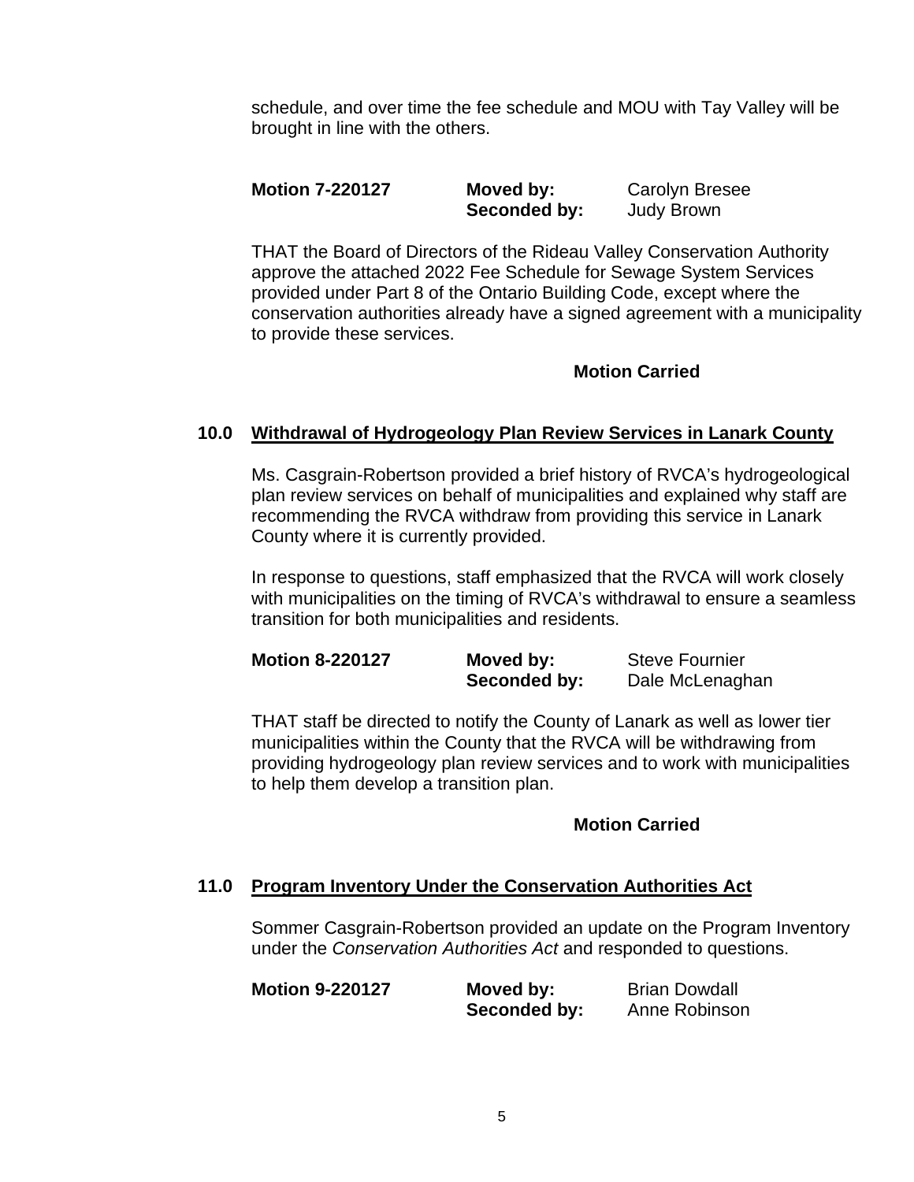schedule, and over time the fee schedule and MOU with Tay Valley will be brought in line with the others.

| **Motion 7-220127** | **Moved by:** | Carolyn Bresee |
|---|---|---|
| | **Seconded by:** | Judy Brown |

THAT the Board of Directors of the Rideau Valley Conservation Authority approve the attached 2022 Fee Schedule for Sewage System Services provided under Part 8 of the Ontario Building Code, except where the conservation authorities already have a signed agreement with a municipality to provide these services.

**Motion Carried**

## 10.0 Withdrawal of Hydrogeology Plan Review Services in Lanark County

Ms. Casgrain-Robertson provided a brief history of RVCA's hydrogeological plan review services on behalf of municipalities and explained why staff are recommending the RVCA withdraw from providing this service in Lanark County where it is currently provided.

In response to questions, staff emphasized that the RVCA will work closely with municipalities on the timing of RVCA's withdrawal to ensure a seamless transition for both municipalities and residents.

| **Motion 8-220127** | **Moved by:** | Steve Fournier |
|---|---|---|
| | **Seconded by:** | Dale McLenaghan |

THAT staff be directed to notify the County of Lanark as well as lower tier municipalities within the County that the RVCA will be withdrawing from providing hydrogeology plan review services and to work with municipalities to help them develop a transition plan.

**Motion Carried**

## 11.0 Program Inventory Under the Conservation Authorities Act

Sommer Casgrain-Robertson provided an update on the Program Inventory under the *Conservation Authorities Act* and responded to questions.

| **Motion 9-220127** | **Moved by:** | Brian Dowdall |
|---|---|---|
| | **Seconded by:** | Anne Robinson |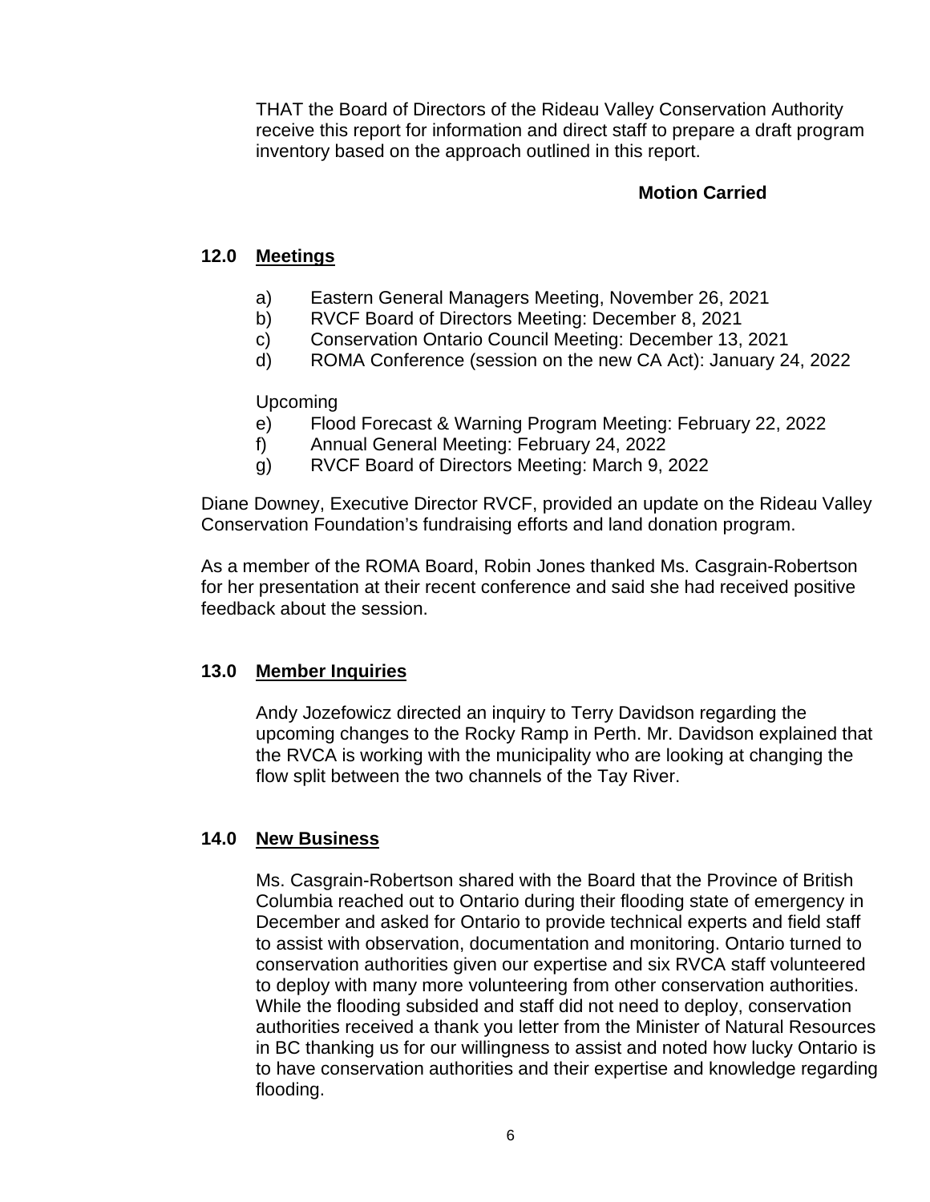THAT the Board of Directors of the Rideau Valley Conservation Authority receive this report for information and direct staff to prepare a draft program inventory based on the approach outlined in this report.

**Motion Carried**

## 12.0 Meetings

a) Eastern General Managers Meeting, November 26, 2021
b) RVCF Board of Directors Meeting: December 8, 2021
c) Conservation Ontario Council Meeting: December 13, 2021
d) ROMA Conference (session on the new CA Act): January 24, 2022

Upcoming

e) Flood Forecast & Warning Program Meeting: February 22, 2022
f) Annual General Meeting: February 24, 2022
g) RVCF Board of Directors Meeting: March 9, 2022

Diane Downey, Executive Director RVCF, provided an update on the Rideau Valley Conservation Foundation's fundraising efforts and land donation program.

As a member of the ROMA Board, Robin Jones thanked Ms. Casgrain-Robertson for her presentation at their recent conference and said she had received positive feedback about the session.

## 13.0 Member Inquiries

Andy Jozefowicz directed an inquiry to Terry Davidson regarding the upcoming changes to the Rocky Ramp in Perth. Mr. Davidson explained that the RVCA is working with the municipality who are looking at changing the flow split between the two channels of the Tay River.

## 14.0 New Business

Ms. Casgrain-Robertson shared with the Board that the Province of British Columbia reached out to Ontario during their flooding state of emergency in December and asked for Ontario to provide technical experts and field staff to assist with observation, documentation and monitoring. Ontario turned to conservation authorities given our expertise and six RVCA staff volunteered to deploy with many more volunteering from other conservation authorities. While the flooding subsided and staff did not need to deploy, conservation authorities received a thank you letter from the Minister of Natural Resources in BC thanking us for our willingness to assist and noted how lucky Ontario is to have conservation authorities and their expertise and knowledge regarding flooding.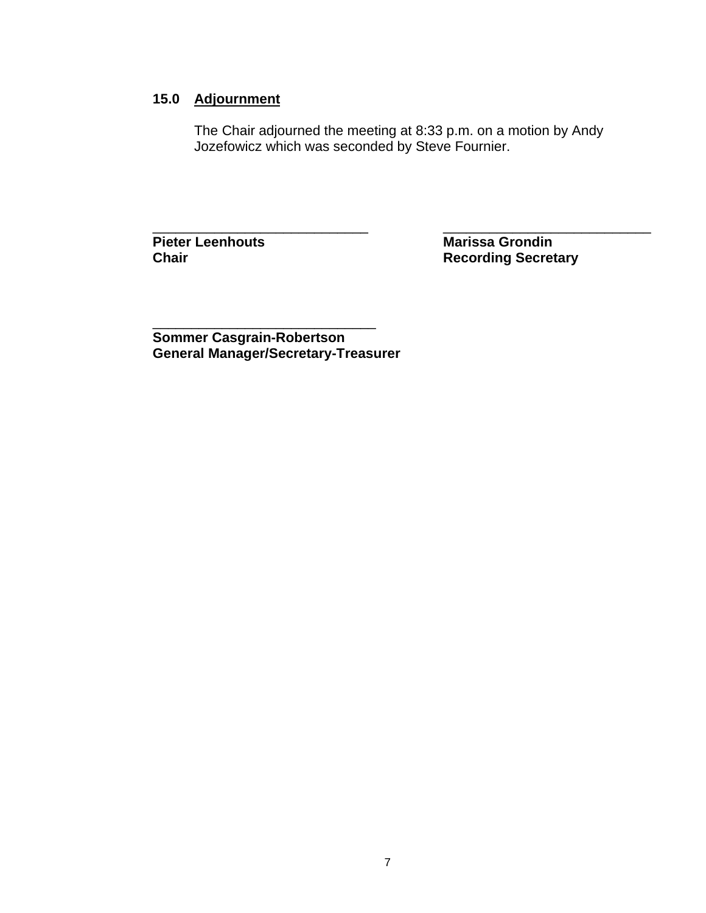## 15.0 Adjournment

The Chair adjourned the meeting at 8:33 p.m. on a motion by Andy Jozefowicz which was seconded by Steve Fournier.

\_\_\_\_\_\_\_\_\_\_\_\_\_\_\_\_\_\_\_\_\_\_\_\_\_\_\_\_\_\_
**Pieter Leenhouts**
**Chair**

\_\_\_\_\_\_\_\_\_\_\_\_\_\_\_\_\_\_\_\_\_\_\_\_\_\_\_\_\_\_
**Marissa Grondin**
**Recording Secretary**

\_\_\_\_\_\_\_\_\_\_\_\_\_\_\_\_\_\_\_\_\_\_\_\_\_\_\_\_\_\_
**Sommer Casgrain-Robertson**
**General Manager/Secretary-Treasurer**